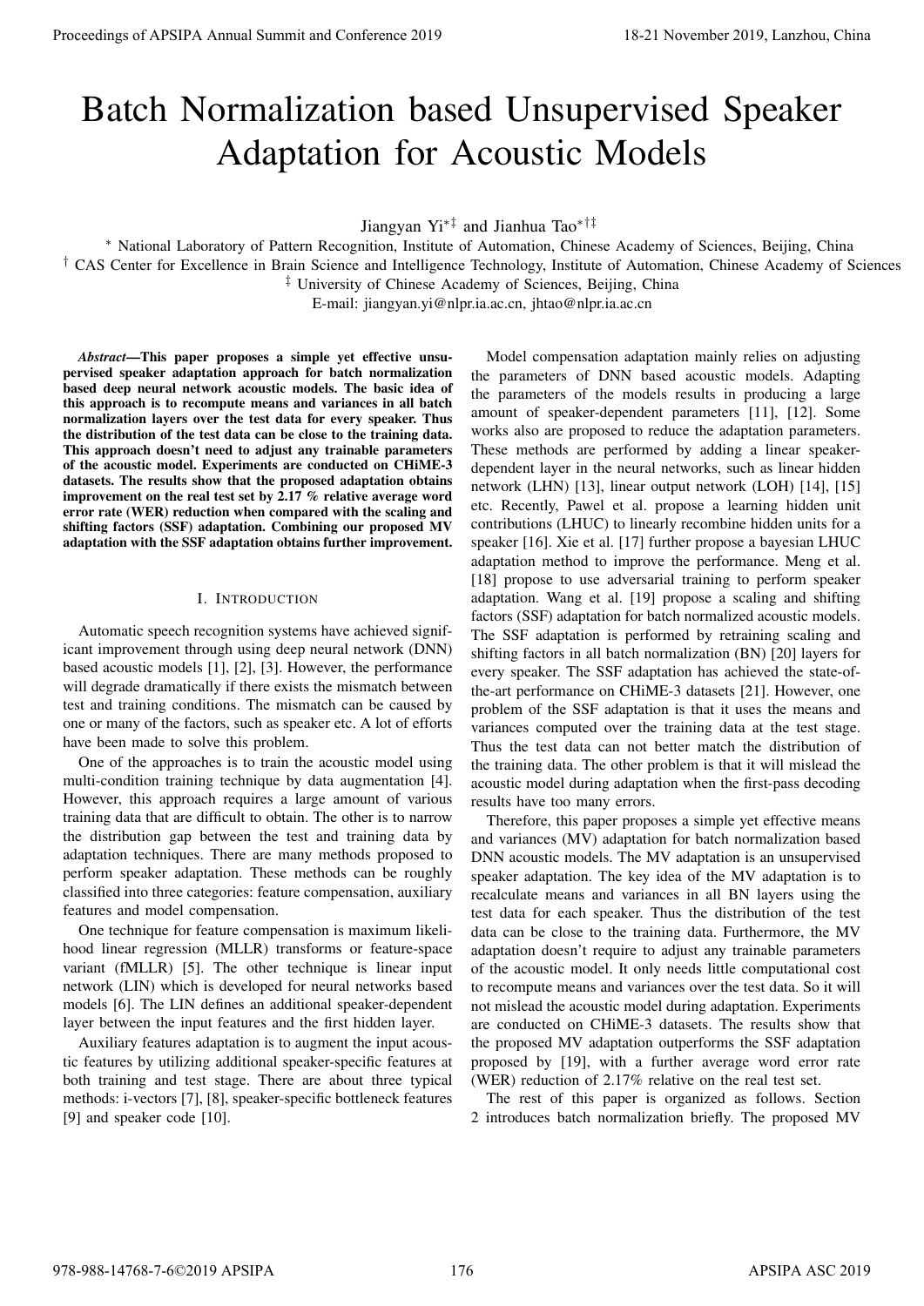# Batch Normalization based Unsupervised Speaker Adaptation for Acoustic Models

Jiangyan Yi[*‡] and Jianhua Tao[*†‡]

[*] National Laboratory of Pattern Recognition, Institute of Automation, Chinese Academy of Sciences, Beijing, China
[†] CAS Center for Excellence in Brain Science and Intelligence Technology, Institute of Automation, Chinese Academy of Sciences
[‡] University of Chinese Academy of Sciences, Beijing, China
E-mail: jiangyan.yi@nlpr.ia.ac.cn, jhtao@nlpr.ia.ac.cn

***Abstract*—This paper proposes a simple yet effective unsupervised speaker adaptation approach for batch normalization based deep neural network acoustic models. The basic idea of this approach is to recompute means and variances in all batch normalization layers over the test data for every speaker. Thus the distribution of the test data can be close to the training data. This approach doesn't need to adjust any trainable parameters of the acoustic model. Experiments are conducted on CHiME-3 datasets. The results show that the proposed adaptation obtains improvement on the real test set by 2.17 % relative average word error rate (WER) reduction when compared with the scaling and shifting factors (SSF) adaptation. Combining our proposed MV adaptation with the SSF adaptation obtains further improvement.**

## I. Introduction

Automatic speech recognition systems have achieved significant improvement through using deep neural network (DNN) based acoustic models [1], [2], [3]. However, the performance will degrade dramatically if there exists the mismatch between test and training conditions. The mismatch can be caused by one or many of the factors, such as speaker etc. A lot of efforts have been made to solve this problem.

One of the approaches is to train the acoustic model using multi-condition training technique by data augmentation [4]. However, this approach requires a large amount of various training data that are difficult to obtain. The other is to narrow the distribution gap between the test and training data by adaptation techniques. There are many methods proposed to perform speaker adaptation. These methods can be roughly classified into three categories: feature compensation, auxiliary features and model compensation.

One technique for feature compensation is maximum likelihood linear regression (MLLR) transforms or feature-space variant (fMLLR) [5]. The other technique is linear input network (LIN) which is developed for neural networks based models [6]. The LIN defines an additional speaker-dependent layer between the input features and the first hidden layer.

Auxiliary features adaptation is to augment the input acoustic features by utilizing additional speaker-specific features at both training and test stage. There are about three typical methods: i-vectors [7], [8], speaker-specific bottleneck features [9] and speaker code [10].

Model compensation adaptation mainly relies on adjusting the parameters of DNN based acoustic models. Adapting the parameters of the models results in producing a large amount of speaker-dependent parameters [11], [12]. Some works also are proposed to reduce the adaptation parameters. These methods are performed by adding a linear speaker-dependent layer in the neural networks, such as linear hidden network (LHN) [13], linear output network (LOH) [14], [15] etc. Recently, Pawel et al. propose a learning hidden unit contributions (LHUC) to linearly recombine hidden units for a speaker [16]. Xie et al. [17] further propose a bayesian LHUC adaptation method to improve the performance. Meng et al. [18] propose to use adversarial training to perform speaker adaptation. Wang et al. [19] propose a scaling and shifting factors (SSF) adaptation for batch normalized acoustic models. The SSF adaptation is performed by retraining scaling and shifting factors in all batch normalization (BN) [20] layers for every speaker. The SSF adaptation has achieved the state-of-the-art performance on CHiME-3 datasets [21]. However, one problem of the SSF adaptation is that it uses the means and variances computed over the training data at the test stage. Thus the test data can not better match the distribution of the training data. The other problem is that it will mislead the acoustic model during adaptation when the first-pass decoding results have too many errors.

Therefore, this paper proposes a simple yet effective means and variances (MV) adaptation for batch normalization based DNN acoustic models. The MV adaptation is an unsupervised speaker adaptation. The key idea of the MV adaptation is to recalculate means and variances in all BN layers using the test data for each speaker. Thus the distribution of the test data can be close to the training data. Furthermore, the MV adaptation doesn't require to adjust any trainable parameters of the acoustic model. It only needs little computational cost to recompute means and variances over the test data. So it will not mislead the acoustic model during adaptation. Experiments are conducted on CHiME-3 datasets. The results show that the proposed MV adaptation outperforms the SSF adaptation proposed by [19], with a further average word error rate (WER) reduction of 2.17% relative on the real test set.

The rest of this paper is organized as follows. Section 2 introduces batch normalization briefly. The proposed MV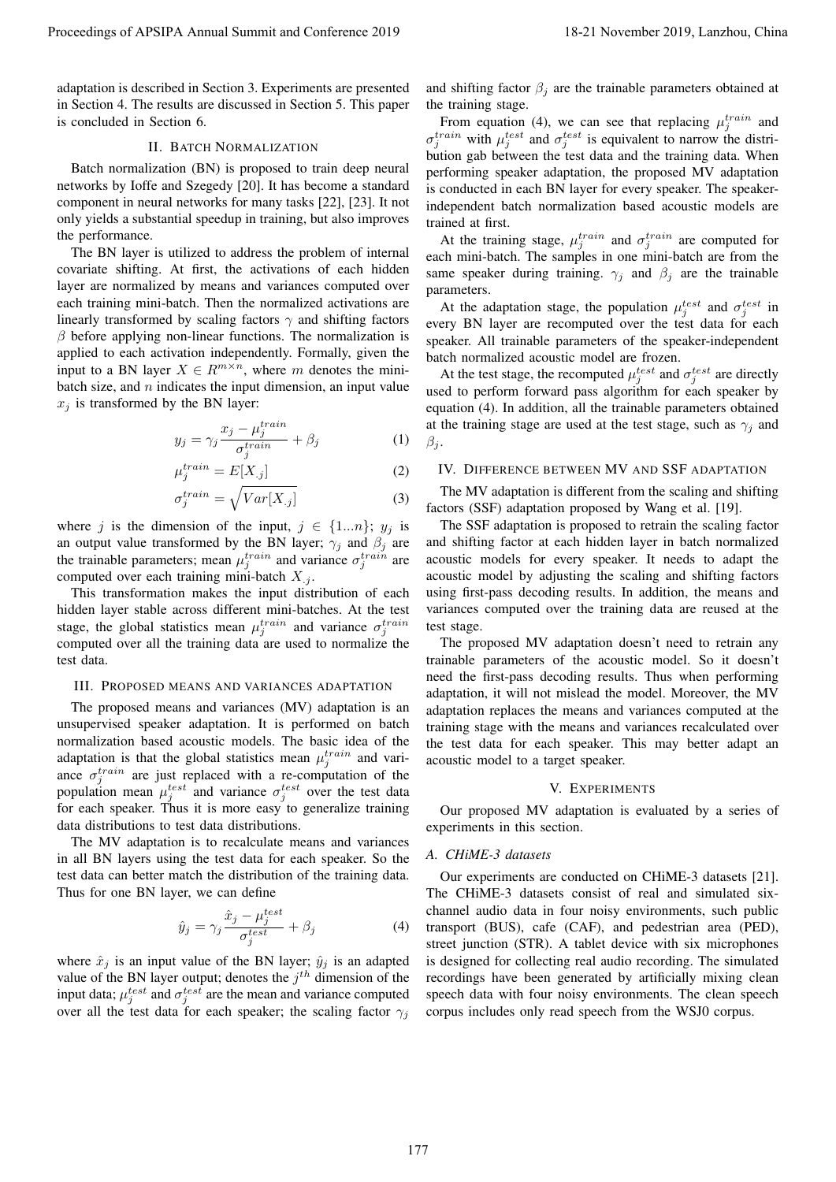adaptation is described in Section 3. Experiments are presented in Section 4. The results are discussed in Section 5. This paper is concluded in Section 6.

## II. Batch Normalization

Batch normalization (BN) is proposed to train deep neural networks by Ioffe and Szegedy [20]. It has become a standard component in neural networks for many tasks [22], [23]. It not only yields a substantial speedup in training, but also improves the performance.

The BN layer is utilized to address the problem of internal covariate shifting. At first, the activations of each hidden layer are normalized by means and variances computed over each training mini-batch. Then the normalized activations are linearly transformed by scaling factors $\gamma$ and shifting factors $\beta$ before applying non-linear functions. The normalization is applied to each activation independently. Formally, given the input to a BN layer $X \in R^{m \times n}$, where $m$ denotes the mini-batch size, and $n$ indicates the input dimension, an input value $x_j$ is transformed by the BN layer:

$$y_j = \gamma_j \frac{x_j - \mu_j^{train}}{\sigma_j^{train}} + \beta_j \quad (1)$$

$$\mu_j^{train} = E[X_{.j}] \quad (2)$$

$$\sigma_j^{train} = \sqrt{Var[X_{.j}]} \quad (3)$$

where $j$ is the dimension of the input, $j \in \{1...n\}$; $y_j$ is an output value transformed by the BN layer; $\gamma_j$ and $\beta_j$ are the trainable parameters; mean $\mu_j^{train}$ and variance $\sigma_j^{train}$ are computed over each training mini-batch $X_{.j}$.

This transformation makes the input distribution of each hidden layer stable across different mini-batches. At the test stage, the global statistics mean $\mu_j^{train}$ and variance $\sigma_j^{train}$ computed over all the training data are used to normalize the test data.

## III. Proposed means and variances adaptation

The proposed means and variances (MV) adaptation is an unsupervised speaker adaptation. It is performed on batch normalization based acoustic models. The basic idea of the adaptation is that the global statistics mean $\mu_j^{train}$ and variance $\sigma_j^{train}$ are just replaced with a re-computation of the population mean $\mu_j^{test}$ and variance $\sigma_j^{test}$ over the test data for each speaker. Thus it is more easy to generalize training data distributions to test data distributions.

The MV adaptation is to recalculate means and variances in all BN layers using the test data for each speaker. So the test data can better match the distribution of the training data. Thus for one BN layer, we can define

$$\hat{y}_j = \gamma_j \frac{\hat{x}_j - \mu_j^{test}}{\sigma_j^{test}} + \beta_j \quad (4)$$

where $\hat{x}_j$ is an input value of the BN layer; $\hat{y}_j$ is an adapted value of the BN layer output; denotes the $j^{th}$ dimension of the input data; $\mu_j^{test}$ and $\sigma_j^{test}$ are the mean and variance computed over all the test data for each speaker; the scaling factor $\gamma_j$ and shifting factor $\beta_j$ are the trainable parameters obtained at the training stage.

From equation (4), we can see that replacing $\mu_j^{train}$ and $\sigma_j^{train}$ with $\mu_j^{test}$ and $\sigma_j^{test}$ is equivalent to narrow the distribution gab between the test data and the training data. When performing speaker adaptation, the proposed MV adaptation is conducted in each BN layer for every speaker. The speaker-independent batch normalization based acoustic models are trained at first.

At the training stage, $\mu_j^{train}$ and $\sigma_j^{train}$ are computed for each mini-batch. The samples in one mini-batch are from the same speaker during training. $\gamma_j$ and $\beta_j$ are the trainable parameters.

At the adaptation stage, the population $\mu_j^{test}$ and $\sigma_j^{test}$ in every BN layer are recomputed over the test data for each speaker. All trainable parameters of the speaker-independent batch normalized acoustic model are frozen.

At the test stage, the recomputed $\mu_j^{test}$ and $\sigma_j^{test}$ are directly used to perform forward pass algorithm for each speaker by equation (4). In addition, all the trainable parameters obtained at the training stage are used at the test stage, such as $\gamma_j$ and $\beta_j$.

## IV. Difference between MV and SSF adaptation

The MV adaptation is different from the scaling and shifting factors (SSF) adaptation proposed by Wang et al. [19].

The SSF adaptation is proposed to retrain the scaling factor and shifting factor at each hidden layer in batch normalized acoustic models for every speaker. It needs to adapt the acoustic model by adjusting the scaling and shifting factors using first-pass decoding results. In addition, the means and variances computed over the training data are reused at the test stage.

The proposed MV adaptation doesn't need to retrain any trainable parameters of the acoustic model. So it doesn't need the first-pass decoding results. Thus when performing adaptation, it will not mislead the model. Moreover, the MV adaptation replaces the means and variances computed at the training stage with the means and variances recalculated over the test data for each speaker. This may better adapt an acoustic model to a target speaker.

## V. Experiments

Our proposed MV adaptation is evaluated by a series of experiments in this section.

### A. CHiME-3 datasets

Our experiments are conducted on CHiME-3 datasets [21]. The CHiME-3 datasets consist of real and simulated six-channel audio data in four noisy environments, such public transport (BUS), cafe (CAF), and pedestrian area (PED), street junction (STR). A tablet device with six microphones is designed for collecting real audio recording. The simulated recordings have been generated by artificially mixing clean speech data with four noisy environments. The clean speech corpus includes only read speech from the WSJ0 corpus.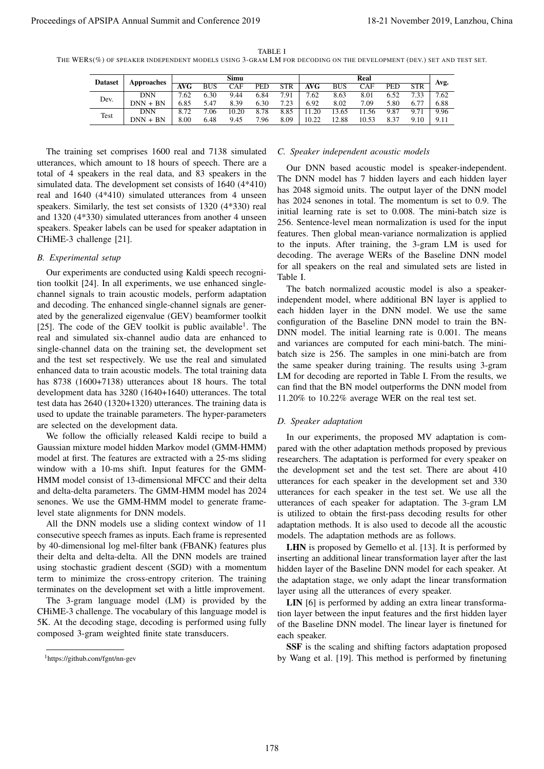TABLE I

THE WERS(%) OF SPEAKER INDEPENDENT MODELS USING 3-GRAM LM FOR DECODING ON THE DEVELOPMENT (DEV.) SET AND TEST SET.

| Dataset | Approaches | Simu | | | | | Real | | | | | Avg. |
|---|---|---|---|---|---|---|---|---|---|---|---|---|
| | | **AVG** | BUS | CAF | PED | STR | **AVG** | BUS | CAF | PED | STR | |
| Dev. | DNN | 7.62 | 6.30 | 9.44 | 6.84 | 7.91 | 7.62 | 8.63 | 8.01 | 6.52 | 7.33 | 7.62 |
| | DNN + BN | 6.85 | 5.47 | 8.39 | 6.30 | 7.23 | 6.92 | 8.02 | 7.09 | 5.80 | 6.77 | 6.88 |
| Test | DNN | 8.72 | 7.06 | 10.20 | 8.78 | 8.85 | 11.20 | 13.65 | 11.56 | 9.87 | 9.71 | 9.96 |
| | DNN + BN | 8.00 | 6.48 | 9.45 | 7.96 | 8.09 | 10.22 | 12.88 | 10.53 | 8.37 | 9.10 | 9.11 |

The training set comprises 1600 real and 7138 simulated utterances, which amount to 18 hours of speech. There are a total of 4 speakers in the real data, and 83 speakers in the simulated data. The development set consists of 1640 (4*410) real and 1640 (4*410) simulated utterances from 4 unseen speakers. Similarly, the test set consists of 1320 (4*330) real and 1320 (4*330) simulated utterances from another 4 unseen speakers. Speaker labels can be used for speaker adaptation in CHiME-3 challenge [21].

### B. Experimental setup

Our experiments are conducted using Kaldi speech recognition toolkit [24]. In all experiments, we use enhanced single-channel signals to train acoustic models, perform adaptation and decoding. The enhanced single-channel signals are generated by the generalized eigenvalue (GEV) beamformer toolkit [25]. The code of the GEV toolkit is public available[1]. The real and simulated six-channel audio data are enhanced to single-channel data on the training set, the development set and the test set respectively. We use the real and simulated enhanced data to train acoustic models. The total training data has 8738 (1600+7138) utterances about 18 hours. The total development data has 3280 (1640+1640) utterances. The total test data has 2640 (1320+1320) utterances. The training data is used to update the trainable parameters. The hyper-parameters are selected on the development data.

We follow the officially released Kaldi recipe to build a Gaussian mixture model hidden Markov model (GMM-HMM) model at first. The features are extracted with a 25-ms sliding window with a 10-ms shift. Input features for the GMM-HMM model consist of 13-dimensional MFCC and their delta and delta-delta parameters. The GMM-HMM model has 2024 senones. We use the GMM-HMM model to generate frame-level state alignments for DNN models.

All the DNN models use a sliding context window of 11 consecutive speech frames as inputs. Each frame is represented by 40-dimensional log mel-filter bank (FBANK) features plus their delta and delta-delta. All the DNN models are trained using stochastic gradient descent (SGD) with a momentum term to minimize the cross-entropy criterion. The training terminates on the development set with a little improvement.

The 3-gram language model (LM) is provided by the CHiME-3 challenge. The vocabulary of this language model is 5K. At the decoding stage, decoding is performed using fully composed 3-gram weighted finite state transducers.

[1] https://github.com/fgnt/nn-gev

### C. Speaker independent acoustic models

Our DNN based acoustic model is speaker-independent. The DNN model has 7 hidden layers and each hidden layer has 2048 sigmoid units. The output layer of the DNN model has 2024 senones in total. The momentum is set to 0.9. The initial learning rate is set to 0.008. The mini-batch size is 256. Sentence-level mean normalization is used for the input features. Then global mean-variance normalization is applied to the inputs. After training, the 3-gram LM is used for decoding. The average WERs of the Baseline DNN model for all speakers on the real and simulated sets are listed in Table I.

The batch normalized acoustic model is also a speaker-independent model, where additional BN layer is applied to each hidden layer in the DNN model. We use the same configuration of the Baseline DNN model to train the BN-DNN model. The initial learning rate is 0.001. The means and variances are computed for each mini-batch. The mini-batch size is 256. The samples in one mini-batch are from the same speaker during training. The results using 3-gram LM for decoding are reported in Table I. From the results, we can find that the BN model outperforms the DNN model from 11.20% to 10.22% average WER on the real test set.

### D. Speaker adaptation

In our experiments, the proposed MV adaptation is compared with the other adaptation methods proposed by previous researchers. The adaptation is performed for every speaker on the development set and the test set. There are about 410 utterances for each speaker in the development set and 330 utterances for each speaker in the test set. We use all the utterances of each speaker for adaptation. The 3-gram LM is utilized to obtain the first-pass decoding results for other adaptation methods. It is also used to decode all the acoustic models. The adaptation methods are as follows.

**LHN** is proposed by Gemello et al. [13]. It is performed by inserting an additional linear transformation layer after the last hidden layer of the Baseline DNN model for each speaker. At the adaptation stage, we only adapt the linear transformation layer using all the utterances of every speaker.

**LIN** [6] is performed by adding an extra linear transformation layer between the input features and the first hidden layer of the Baseline DNN model. The linear layer is finetuned for each speaker.

**SSF** is the scaling and shifting factors adaptation proposed by Wang et al. [19]. This method is performed by finetuning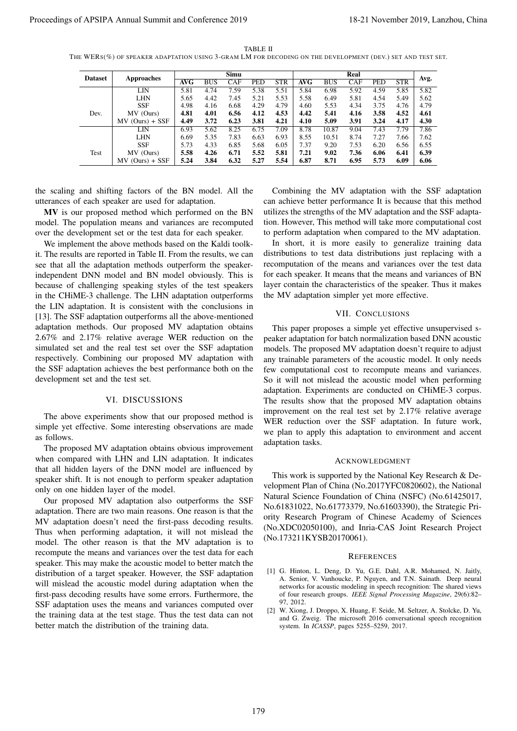TABLE II
THE WERS(%) OF SPEAKER ADAPTATION USING 3-GRAM LM FOR DECODING ON THE DEVELOPMENT (DEV.) SET AND TEST SET.

| Dataset | Approaches | Simu | | | | | Real | | | | | Avg. |
|---|---|---|---|---|---|---|---|---|---|---|---|---|
| | | AVG | BUS | CAF | PED | STR | AVG | BUS | CAF | PED | STR | |
| Dev. | LIN | 5.81 | 4.74 | 7.59 | 5.38 | 5.51 | 5.84 | 6.98 | 5.92 | 4.59 | 5.85 | 5.82 |
| | LHN | 5.65 | 4.42 | 7.45 | 5.21 | 5.53 | 5.58 | 6.49 | 5.81 | 4.54 | 5.49 | 5.62 |
| | SSF | 4.98 | 4.16 | 6.68 | 4.29 | 4.79 | 4.60 | 5.53 | 4.34 | 3.75 | 4.76 | 4.79 |
| | MV (Ours) | **4.81** | **4.01** | **6.56** | **4.12** | **4.53** | **4.42** | **5.41** | **4.16** | **3.58** | **4.52** | **4.61** |
| | MV (Ours) + SSF | **4.49** | **3.72** | **6.23** | **3.81** | **4.21** | **4.10** | **5.09** | **3.91** | **3.24** | **4.17** | **4.30** |
| Test | LIN | 6.93 | 5.62 | 8.25 | 6.75 | 7.09 | 8.78 | 10.87 | 9.04 | 7.43 | 7.79 | 7.86 |
| | LHN | 6.69 | 5.35 | 7.83 | 6.63 | 6.93 | 8.55 | 10.51 | 8.74 | 7.27 | 7.66 | 7.62 |
| | SSF | 5.73 | 4.33 | 6.85 | 5.68 | 6.05 | 7.37 | 9.20 | 7.53 | 6.20 | 6.56 | 6.55 |
| | MV (Ours) | **5.58** | **4.26** | **6.71** | **5.52** | **5.81** | **7.21** | **9.02** | **7.36** | **6.06** | **6.41** | **6.39** |
| | MV (Ours) + SSF | **5.24** | **3.84** | **6.32** | **5.27** | **5.54** | **6.87** | **8.71** | **6.95** | **5.73** | **6.09** | **6.06** |

the scaling and shifting factors of the BN model. All the utterances of each speaker are used for adaptation.

**MV** is our proposed method which performed on the BN model. The population means and variances are recomputed over the development set or the test data for each speaker.

We implement the above methods based on the Kaldi toolkit. The results are reported in Table II. From the results, we can see that all the adaptation methods outperform the speaker-independent DNN model and BN model obviously. This is because of challenging speaking styles of the test speakers in the CHiME-3 challenge. The LHN adaptation outperforms the LIN adaptation. It is consistent with the conclusions in [13]. The SSF adaptation outperforms all the above-mentioned adaptation methods. Our proposed MV adaptation obtains 2.67% and 2.17% relative average WER reduction on the simulated set and the real test set over the SSF adaptation respectively. Combining our proposed MV adaptation with the SSF adaptation achieves the best performance both on the development set and the test set.

## VI. DISCUSSIONS

The above experiments show that our proposed method is simple yet effective. Some interesting observations are made as follows.

The proposed MV adaptation obtains obvious improvement when compared with LHN and LIN adaptation. It indicates that all hidden layers of the DNN model are influenced by speaker shift. It is not enough to perform speaker adaptation only on one hidden layer of the model.

Our proposed MV adaptation also outperforms the SSF adaptation. There are two main reasons. One reason is that the MV adaptation doesn't need the first-pass decoding results. Thus when performing adaptation, it will not mislead the model. The other reason is that the MV adaptation is to recompute the means and variances over the test data for each speaker. This may make the acoustic model to better match the distribution of a target speaker. However, the SSF adaptation will mislead the acoustic model during adaptation when the first-pass decoding results have some errors. Furthermore, the SSF adaptation uses the means and variances computed over the training data at the test stage. Thus the test data can not better match the distribution of the training data.

Combining the MV adaptation with the SSF adaptation can achieve better performance It is because that this method utilizes the strengths of the MV adaptation and the SSF adaptation. However, This method will take more computational cost to perform adaptation when compared to the MV adaptation.

In short, it is more easily to generalize training data distributions to test data distributions just replacing with a recomputation of the means and variances over the test data for each speaker. It means that the means and variances of BN layer contain the characteristics of the speaker. Thus it makes the MV adaptation simpler yet more effective.

## VII. CONCLUSIONS

This paper proposes a simple yet effective unsupervised speaker adaptation for batch normalization based DNN acoustic models. The proposed MV adaptation doesn't require to adjust any trainable parameters of the acoustic model. It only needs few computational cost to recompute means and variances. So it will not mislead the acoustic model when performing adaptation. Experiments are conducted on CHiME-3 corpus. The results show that the proposed MV adaptation obtains improvement on the real test set by 2.17% relative average WER reduction over the SSF adaptation. In future work, we plan to apply this adaptation to environment and accent adaptation tasks.

## ACKNOWLEDGMENT

This work is supported by the National Key Research & Development Plan of China (No.2017YFC0820602), the National Natural Science Foundation of China (NSFC) (No.61425017, No.61831022, No.61773379, No.61603390), the Strategic Priority Research Program of Chinese Academy of Sciences (No.XDC02050100), and Inria-CAS Joint Research Project (No.173211KYSB20170061).

## REFERENCES

[1] G. Hinton, L. Deng, D. Yu, G.E. Dahl, A.R. Mohamed, N. Jaitly, A. Senior, V. Vanhoucke, P. Nguyen, and T.N. Sainath. Deep neural networks for acoustic modeling in speech recognition: The shared views of four research groups. *IEEE Signal Processing Magazine*, 29(6):82–97, 2012.

[2] W. Xiong, J. Droppo, X. Huang, F. Seide, M. Seltzer, A. Stolcke, D. Yu, and G. Zweig. The microsoft 2016 conversational speech recognition system. In *ICASSP*, pages 5255–5259, 2017.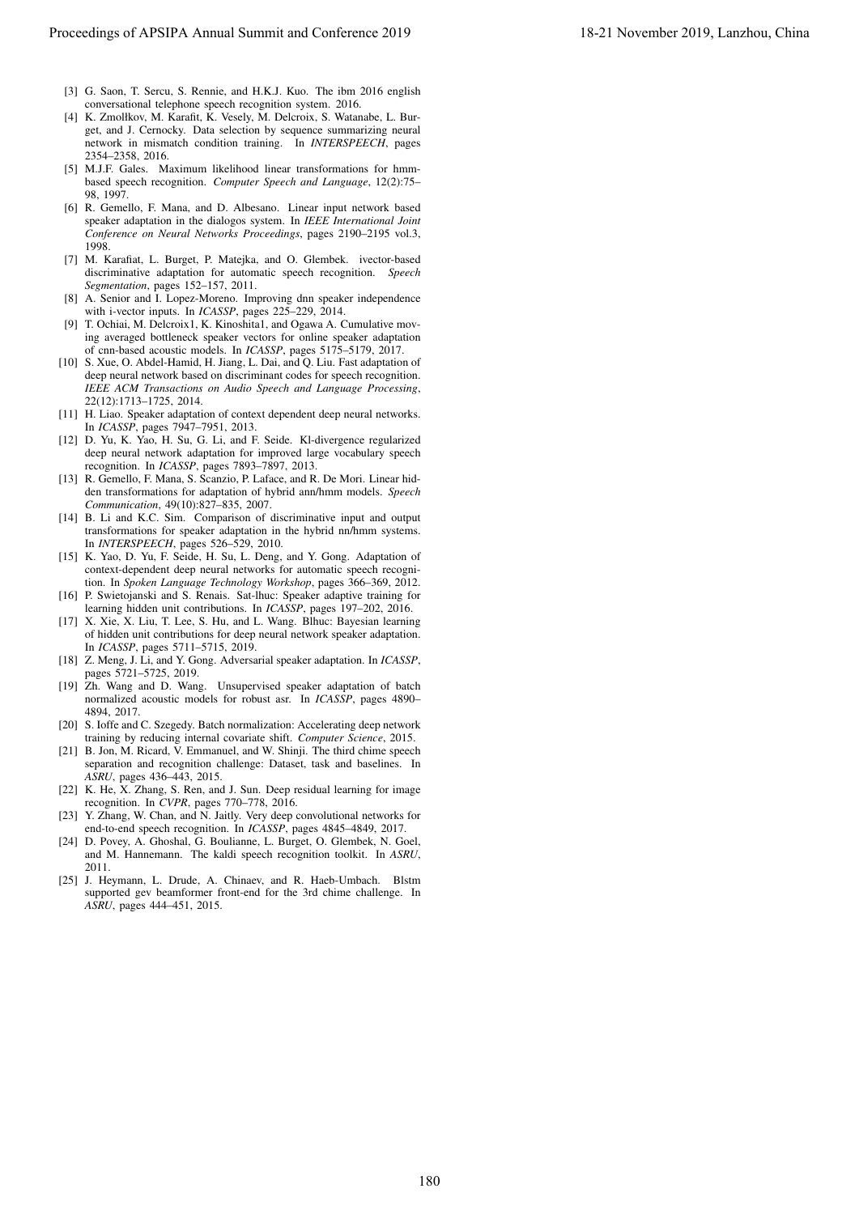[3] G. Saon, T. Sercu, S. Rennie, and H.K.J. Kuo. The ibm 2016 english conversational telephone speech recognition system. 2016.

[4] K. Zmolłkov, M. Karafit, K. Vesely, M. Delcroix, S. Watanabe, L. Burget, and J. Cernocky. Data selection by sequence summarizing neural network in mismatch condition training. In *INTERSPEECH*, pages 2354–2358, 2016.

[5] M.J.F. Gales. Maximum likelihood linear transformations for hmm-based speech recognition. *Computer Speech and Language*, 12(2):75–98, 1997.

[6] R. Gemello, F. Mana, and D. Albesano. Linear input network based speaker adaptation in the dialogos system. In *IEEE International Joint Conference on Neural Networks Proceedings*, pages 2190–2195 vol.3, 1998.

[7] M. Karafiat, L. Burget, P. Matejka, and O. Glembek. ivector-based discriminative adaptation for automatic speech recognition. *Speech Segmentation*, pages 152–157, 2011.

[8] A. Senior and I. Lopez-Moreno. Improving dnn speaker independence with i-vector inputs. In *ICASSP*, pages 225–229, 2014.

[9] T. Ochiai, M. Delcroix1, K. Kinoshita1, and Ogawa A. Cumulative moving averaged bottleneck speaker vectors for online speaker adaptation of cnn-based acoustic models. In *ICASSP*, pages 5175–5179, 2017.

[10] S. Xue, O. Abdel-Hamid, H. Jiang, L. Dai, and Q. Liu. Fast adaptation of deep neural network based on discriminant codes for speech recognition. *IEEE ACM Transactions on Audio Speech and Language Processing*, 22(12):1713–1725, 2014.

[11] H. Liao. Speaker adaptation of context dependent deep neural networks. In *ICASSP*, pages 7947–7951, 2013.

[12] D. Yu, K. Yao, H. Su, G. Li, and F. Seide. Kl-divergence regularized deep neural network adaptation for improved large vocabulary speech recognition. In *ICASSP*, pages 7893–7897, 2013.

[13] R. Gemello, F. Mana, S. Scanzio, P. Laface, and R. De Mori. Linear hidden transformations for adaptation of hybrid ann/hmm models. *Speech Communication*, 49(10):827–835, 2007.

[14] B. Li and K.C. Sim. Comparison of discriminative input and output transformations for speaker adaptation in the hybrid nn/hmm systems. In *INTERSPEECH*, pages 526–529, 2010.

[15] K. Yao, D. Yu, F. Seide, H. Su, L. Deng, and Y. Gong. Adaptation of context-dependent deep neural networks for automatic speech recognition. In *Spoken Language Technology Workshop*, pages 366–369, 2012.

[16] P. Swietojanski and S. Renais. Sat-lhuc: Speaker adaptive training for learning hidden unit contributions. In *ICASSP*, pages 197–202, 2016.

[17] X. Xie, X. Liu, T. Lee, S. Hu, and L. Wang. Blhuc: Bayesian learning of hidden unit contributions for deep neural network speaker adaptation. In *ICASSP*, pages 5711–5715, 2019.

[18] Z. Meng, J. Li, and Y. Gong. Adversarial speaker adaptation. In *ICASSP*, pages 5721–5725, 2019.

[19] Zh. Wang and D. Wang. Unsupervised speaker adaptation of batch normalized acoustic models for robust asr. In *ICASSP*, pages 4890–4894, 2017.

[20] S. Ioffe and C. Szegedy. Batch normalization: Accelerating deep network training by reducing internal covariate shift. *Computer Science*, 2015.

[21] B. Jon, M. Ricard, V. Emmanuel, and W. Shinji. The third chime speech separation and recognition challenge: Dataset, task and baselines. In *ASRU*, pages 436–443, 2015.

[22] K. He, X. Zhang, S. Ren, and J. Sun. Deep residual learning for image recognition. In *CVPR*, pages 770–778, 2016.

[23] Y. Zhang, W. Chan, and N. Jaitly. Very deep convolutional networks for end-to-end speech recognition. In *ICASSP*, pages 4845–4849, 2017.

[24] D. Povey, A. Ghoshal, G. Boulianne, L. Burget, O. Glembek, N. Goel, and M. Hannemann. The kaldi speech recognition toolkit. In *ASRU*, 2011.

[25] J. Heymann, L. Drude, A. Chinaev, and R. Haeb-Umbach. Blstm supported gev beamformer front-end for the 3rd chime challenge. In *ASRU*, pages 444–451, 2015.